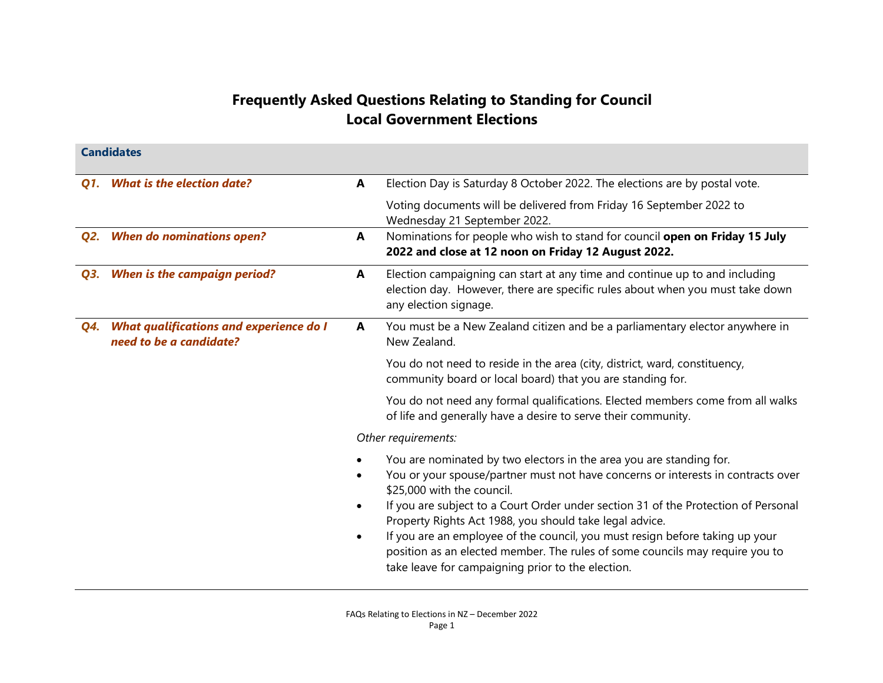# Frequently Asked Questions Relating to Standing for Council
# Local Government Elections

## Candidates

***Q1. What is the election date?***

**A** Election Day is Saturday 8 October 2022. The elections are by postal vote.

Voting documents will be delivered from Friday 16 September 2022 to Wednesday 21 September 2022.

***Q2. When do nominations open?***

**A** Nominations for people who wish to stand for council **open on Friday 15 July 2022 and close at 12 noon on Friday 12 August 2022.**

***Q3. When is the campaign period?***

**A** Election campaigning can start at any time and continue up to and including election day. However, there are specific rules about when you must take down any election signage.

***Q4. What qualifications and experience do I need to be a candidate?***

**A** You must be a New Zealand citizen and be a parliamentary elector anywhere in New Zealand.

You do not need to reside in the area (city, district, ward, constituency, community board or local board) that you are standing for.

You do not need any formal qualifications. Elected members come from all walks of life and generally have a desire to serve their community.

*Other requirements:*

- You are nominated by two electors in the area you are standing for.
- You or your spouse/partner must not have concerns or interests in contracts over $25,000 with the council.
- If you are subject to a Court Order under section 31 of the Protection of Personal Property Rights Act 1988, you should take legal advice.
- If you are an employee of the council, you must resign before taking up your position as an elected member. The rules of some councils may require you to take leave for campaigning prior to the election.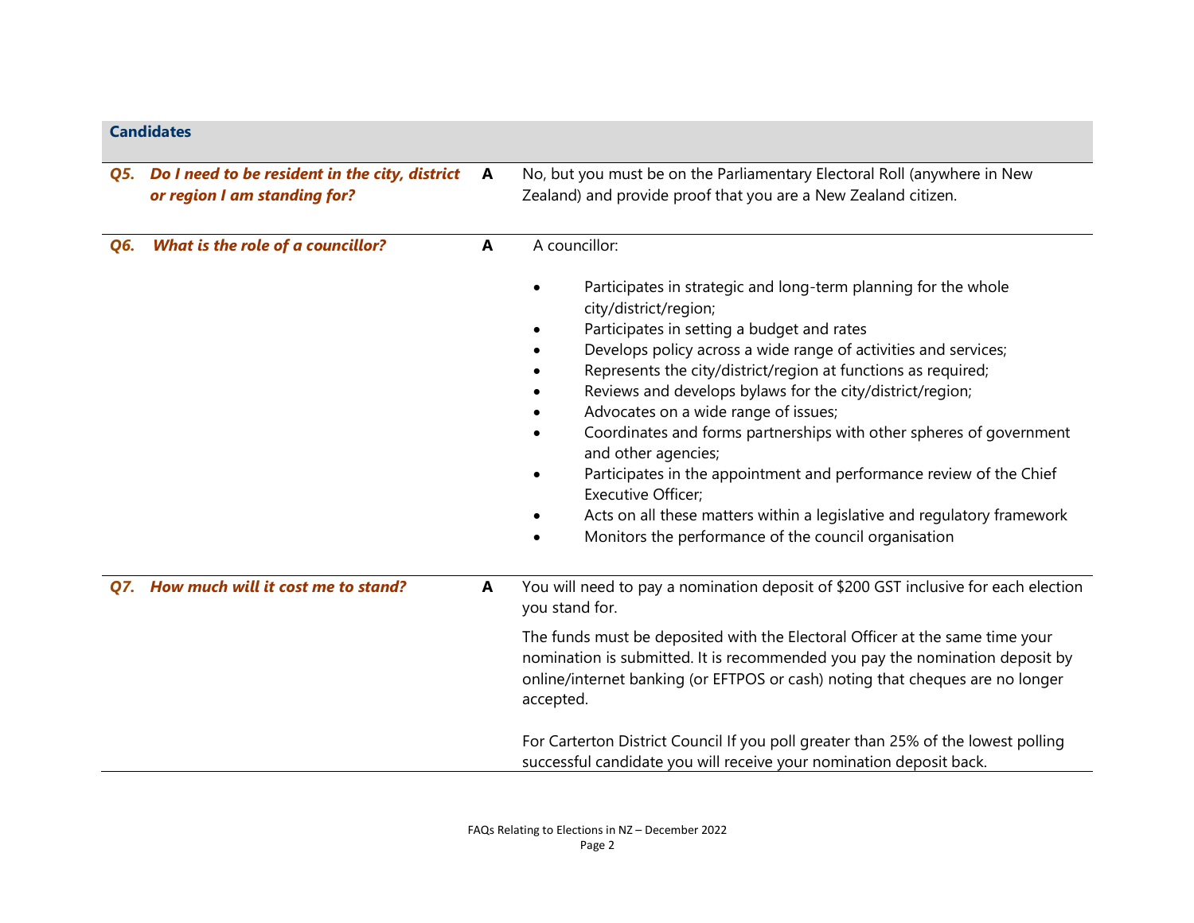## Candidates

***Q5. Do I need to be resident in the city, district or region I am standing for?***

**A** No, but you must be on the Parliamentary Electoral Roll (anywhere in New Zealand) and provide proof that you are a New Zealand citizen.

***Q6. What is the role of a councillor?***

**A** A councillor:

- Participates in strategic and long-term planning for the whole city/district/region;
- Participates in setting a budget and rates
- Develops policy across a wide range of activities and services;
- Represents the city/district/region at functions as required;
- Reviews and develops bylaws for the city/district/region;
- Advocates on a wide range of issues;
- Coordinates and forms partnerships with other spheres of government and other agencies;
- Participates in the appointment and performance review of the Chief Executive Officer;
- Acts on all these matters within a legislative and regulatory framework
- Monitors the performance of the council organisation

***Q7. How much will it cost me to stand?***

**A** You will need to pay a nomination deposit of $200 GST inclusive for each election you stand for.

The funds must be deposited with the Electoral Officer at the same time your nomination is submitted. It is recommended you pay the nomination deposit by online/internet banking (or EFTPOS or cash) noting that cheques are no longer accepted.

For Carterton District Council If you poll greater than 25% of the lowest polling successful candidate you will receive your nomination deposit back.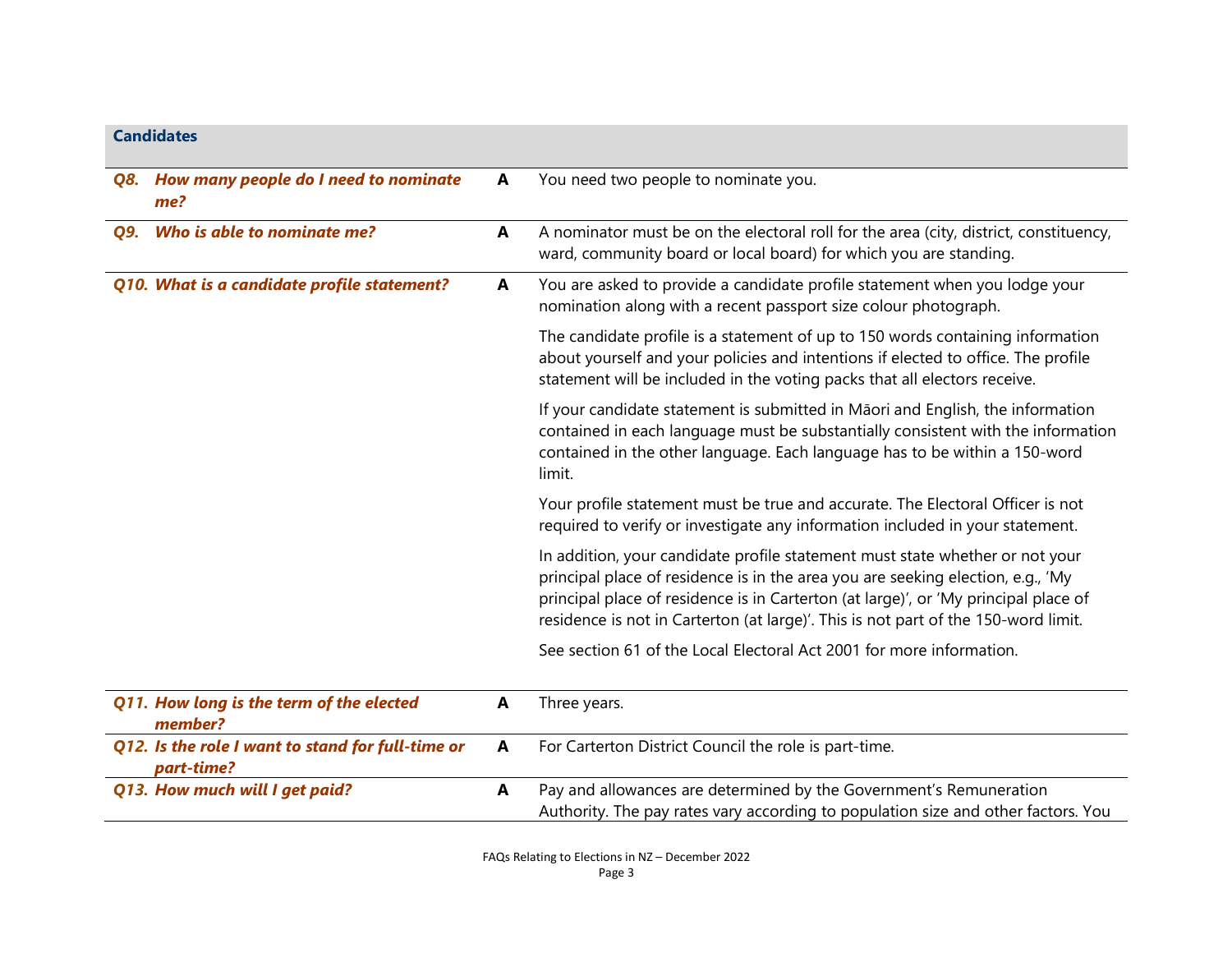## Candidates

| | | |
|---|---|---|
| ***Q8. How many people do I need to nominate me?*** | **A** | You need two people to nominate you. |
| ***Q9. Who is able to nominate me?*** | **A** | A nominator must be on the electoral roll for the area (city, district, constituency, ward, community board or local board) for which you are standing. |
| ***Q10. What is a candidate profile statement?*** | **A** | You are asked to provide a candidate profile statement when you lodge your nomination along with a recent passport size colour photograph.<br><br>The candidate profile is a statement of up to 150 words containing information about yourself and your policies and intentions if elected to office. The profile statement will be included in the voting packs that all electors receive.<br><br>If your candidate statement is submitted in Māori and English, the information contained in each language must be substantially consistent with the information contained in the other language. Each language has to be within a 150-word limit.<br><br>Your profile statement must be true and accurate. The Electoral Officer is not required to verify or investigate any information included in your statement.<br><br>In addition, your candidate profile statement must state whether or not your principal place of residence is in the area you are seeking election, e.g., 'My principal place of residence is in Carterton (at large)', or 'My principal place of residence is not in Carterton (at large)'. This is not part of the 150-word limit.<br><br>See section 61 of the Local Electoral Act 2001 for more information. |
| ***Q11. How long is the term of the elected member?*** | **A** | Three years. |
| ***Q12. Is the role I want to stand for full-time or part-time?*** | **A** | For Carterton District Council the role is part-time. |
| ***Q13. How much will I get paid?*** | **A** | Pay and allowances are determined by the Government's Remuneration Authority. The pay rates vary according to population size and other factors. You |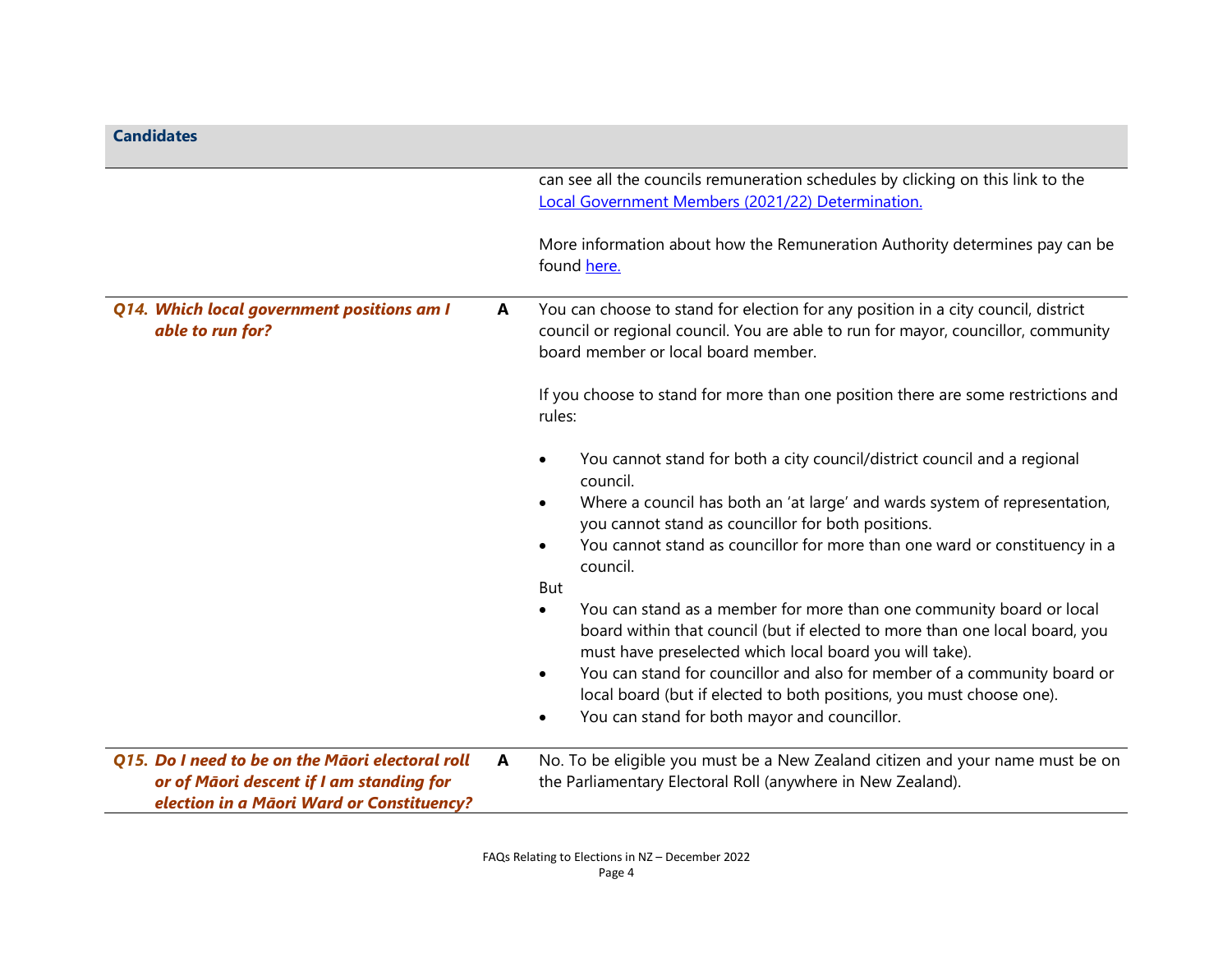## Candidates

can see all the councils remuneration schedules by clicking on this link to the [Local Government Members (2021/22) Determination.](#)

More information about how the Remuneration Authority determines pay can be found [here.](#)

***Q14. Which local government positions am I able to run for?***

**A** You can choose to stand for election for any position in a city council, district council or regional council. You are able to run for mayor, councillor, community board member or local board member.

If you choose to stand for more than one position there are some restrictions and rules:

- You cannot stand for both a city council/district council and a regional council.
- Where a council has both an 'at large' and wards system of representation, you cannot stand as councillor for both positions.
- You cannot stand as councillor for more than one ward or constituency in a council.

But

- You can stand as a member for more than one community board or local board within that council (but if elected to more than one local board, you must have preselected which local board you will take).
- You can stand for councillor and also for member of a community board or local board (but if elected to both positions, you must choose one).
- You can stand for both mayor and councillor.

***Q15. Do I need to be on the Māori electoral roll or of Māori descent if I am standing for election in a Māori Ward or Constituency?***

**A** No. To be eligible you must be a New Zealand citizen and your name must be on the Parliamentary Electoral Roll (anywhere in New Zealand).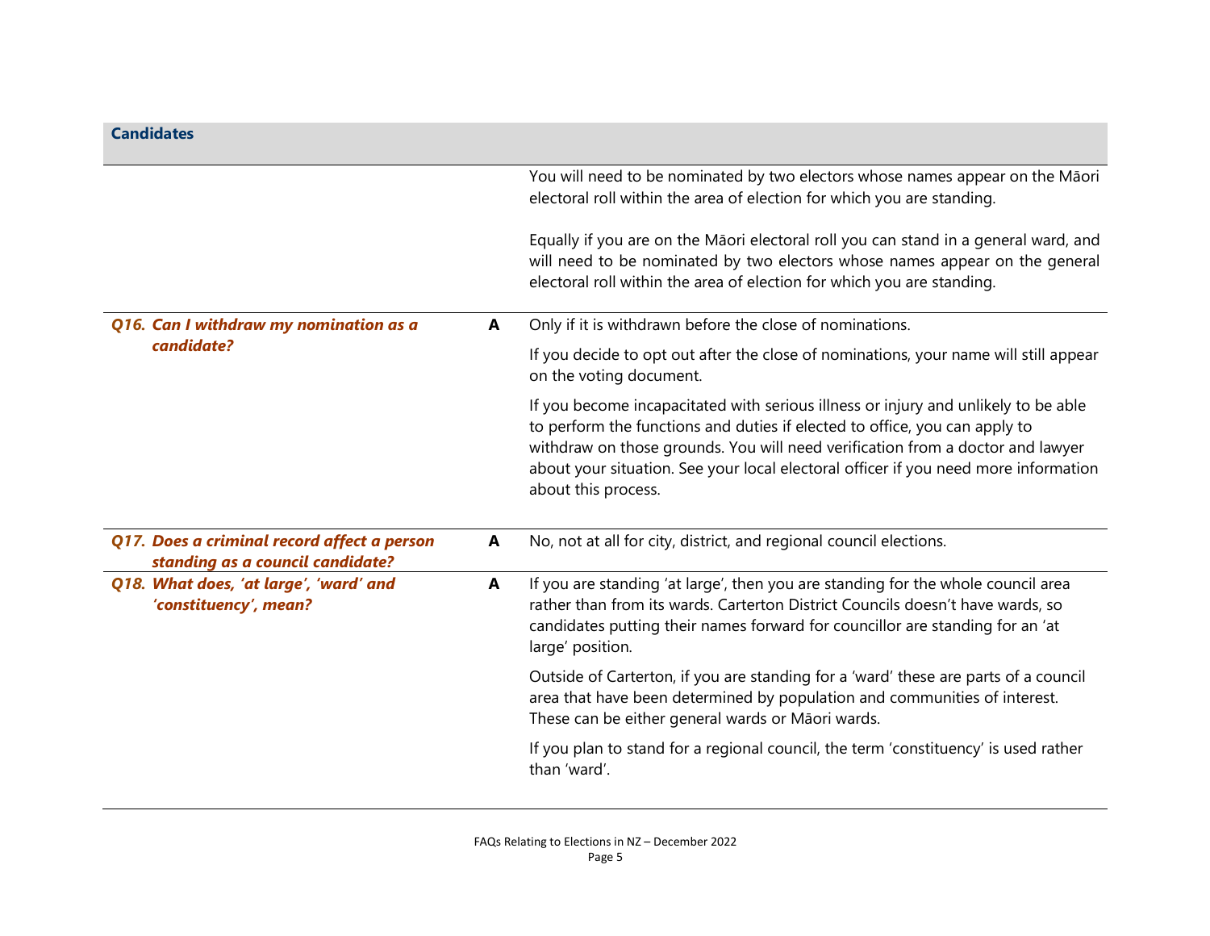## Candidates

| | | |
|---|---|---|
| | | You will need to be nominated by two electors whose names appear on the Māori electoral roll within the area of election for which you are standing.<br><br>Equally if you are on the Māori electoral roll you can stand in a general ward, and will need to be nominated by two electors whose names appear on the general electoral roll within the area of election for which you are standing. |
| ***Q16. Can I withdraw my nomination as a candidate?*** | **A** | Only if it is withdrawn before the close of nominations.<br><br>If you decide to opt out after the close of nominations, your name will still appear on the voting document.<br><br>If you become incapacitated with serious illness or injury and unlikely to be able to perform the functions and duties if elected to office, you can apply to withdraw on those grounds. You will need verification from a doctor and lawyer about your situation. See your local electoral officer if you need more information about this process. |
| ***Q17. Does a criminal record affect a person standing as a council candidate?*** | **A** | No, not at all for city, district, and regional council elections. |
| ***Q18. What does, 'at large', 'ward' and 'constituency', mean?*** | **A** | If you are standing 'at large', then you are standing for the whole council area rather than from its wards. Carterton District Councils doesn't have wards, so candidates putting their names forward for councillor are standing for an 'at large' position.<br><br>Outside of Carterton, if you are standing for a 'ward' these are parts of a council area that have been determined by population and communities of interest. These can be either general wards or Māori wards.<br><br>If you plan to stand for a regional council, the term 'constituency' is used rather than 'ward'. |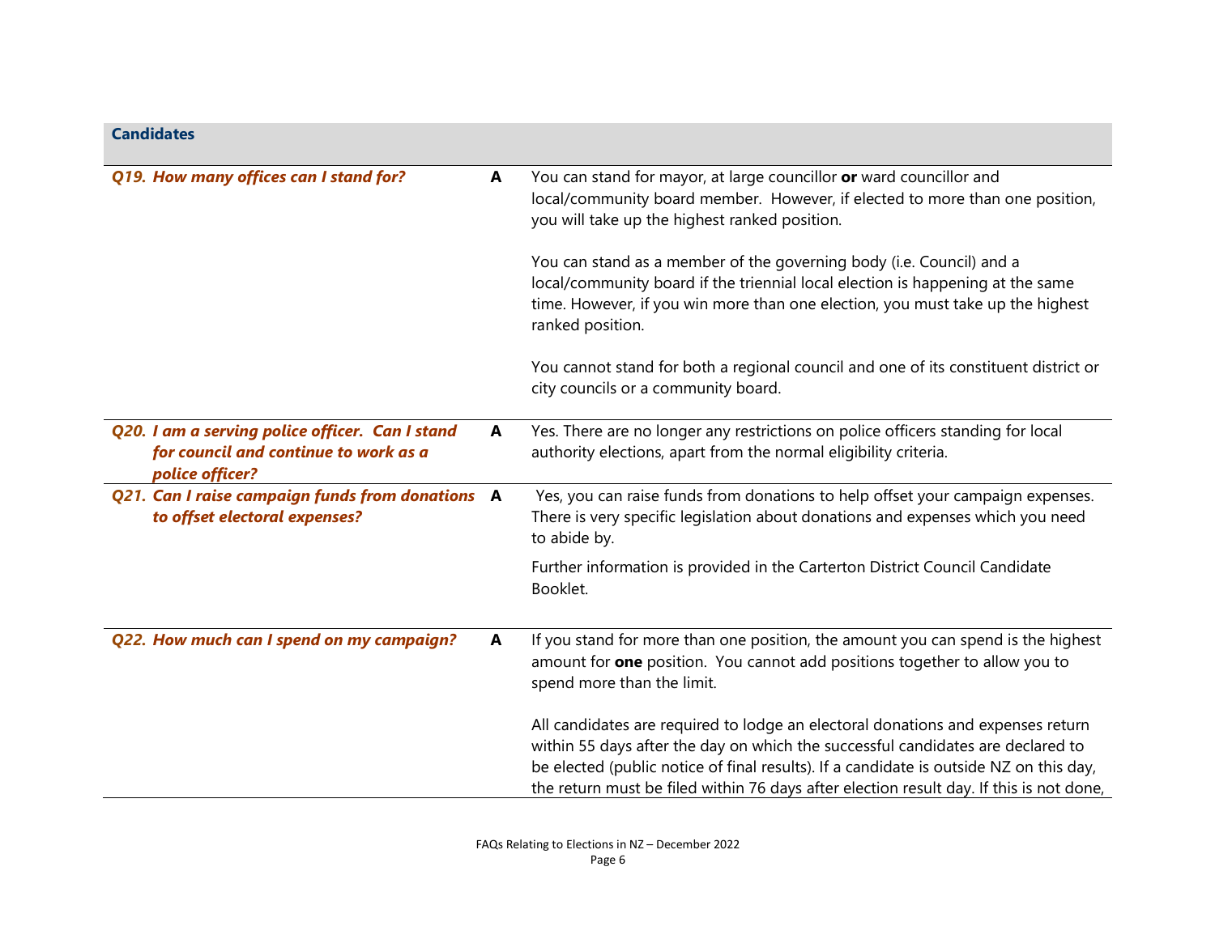## Candidates

| | | |
|---|---|---|
| ***Q19. How many offices can I stand for?*** | **A** | You can stand for mayor, at large councillor **or** ward councillor and local/community board member. However, if elected to more than one position, you will take up the highest ranked position.<br><br>You can stand as a member of the governing body (i.e. Council) and a local/community board if the triennial local election is happening at the same time. However, if you win more than one election, you must take up the highest ranked position.<br><br>You cannot stand for both a regional council and one of its constituent district or city councils or a community board. |
| ***Q20. I am a serving police officer. Can I stand for council and continue to work as a police officer?*** | **A** | Yes. There are no longer any restrictions on police officers standing for local authority elections, apart from the normal eligibility criteria. |
| ***Q21. Can I raise campaign funds from donations to offset electoral expenses?*** | **A** | Yes, you can raise funds from donations to help offset your campaign expenses. There is very specific legislation about donations and expenses which you need to abide by.<br><br>Further information is provided in the Carterton District Council Candidate Booklet. |
| ***Q22. How much can I spend on my campaign?*** | **A** | If you stand for more than one position, the amount you can spend is the highest amount for **one** position. You cannot add positions together to allow you to spend more than the limit.<br><br>All candidates are required to lodge an electoral donations and expenses return within 55 days after the day on which the successful candidates are declared to be elected (public notice of final results). If a candidate is outside NZ on this day, the return must be filed within 76 days after election result day. If this is not done, |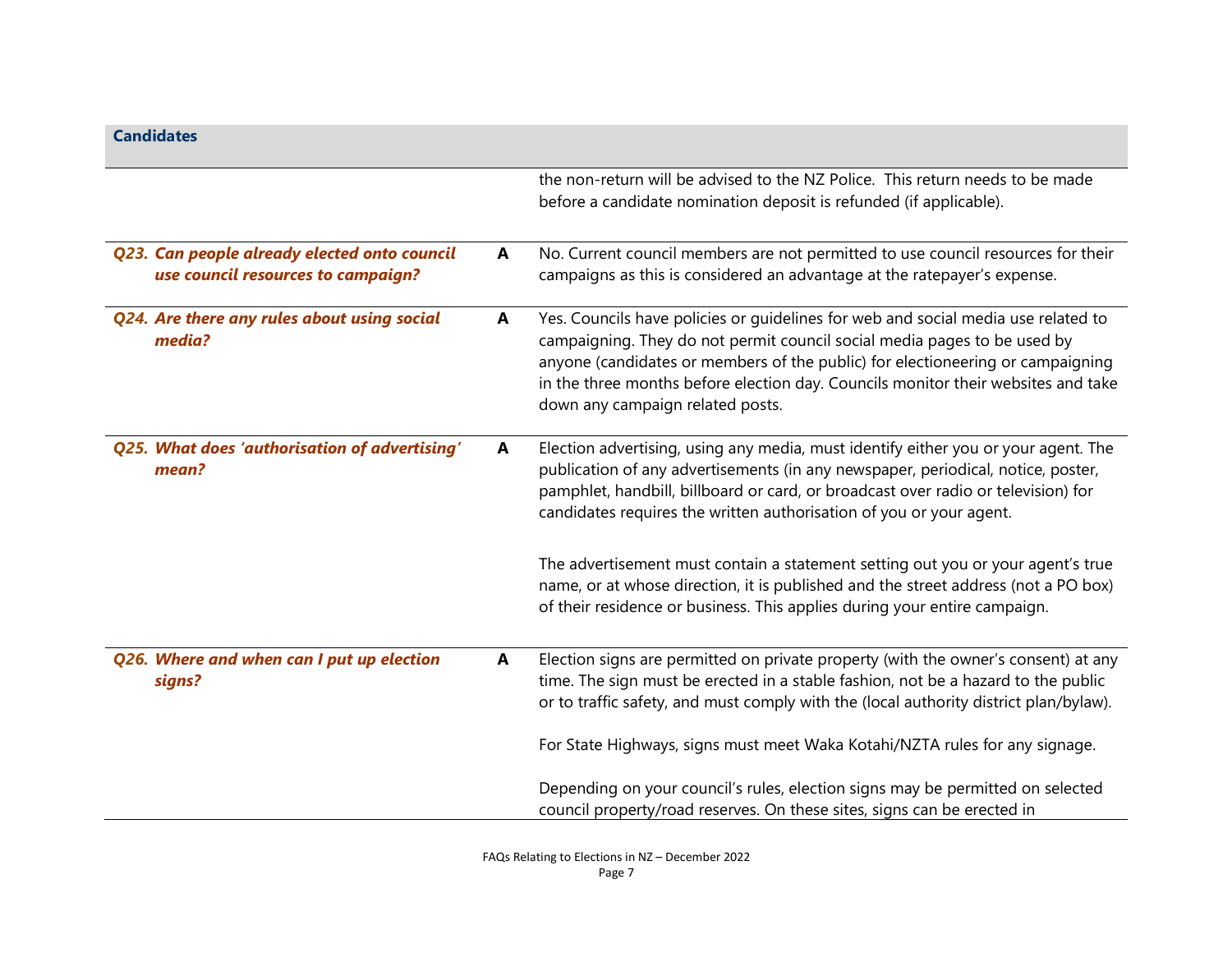**Candidates**

| | | |
|---|---|---|
| | | the non-return will be advised to the NZ Police. This return needs to be made before a candidate nomination deposit is refunded (if applicable). |
| ***Q23. Can people already elected onto council use council resources to campaign?*** | **A** | No. Current council members are not permitted to use council resources for their campaigns as this is considered an advantage at the ratepayer's expense. |
| ***Q24. Are there any rules about using social media?*** | **A** | Yes. Councils have policies or guidelines for web and social media use related to campaigning. They do not permit council social media pages to be used by anyone (candidates or members of the public) for electioneering or campaigning in the three months before election day. Councils monitor their websites and take down any campaign related posts. |
| ***Q25. What does 'authorisation of advertising' mean?*** | **A** | Election advertising, using any media, must identify either you or your agent. The publication of any advertisements (in any newspaper, periodical, notice, poster, pamphlet, handbill, billboard or card, or broadcast over radio or television) for candidates requires the written authorisation of you or your agent.<br><br>The advertisement must contain a statement setting out you or your agent's true name, or at whose direction, it is published and the street address (not a PO box) of their residence or business. This applies during your entire campaign. |
| ***Q26. Where and when can I put up election signs?*** | **A** | Election signs are permitted on private property (with the owner's consent) at any time. The sign must be erected in a stable fashion, not be a hazard to the public or to traffic safety, and must comply with the (local authority district plan/bylaw).<br><br>For State Highways, signs must meet Waka Kotahi/NZTA rules for any signage.<br><br>Depending on your council's rules, election signs may be permitted on selected council property/road reserves. On these sites, signs can be erected in |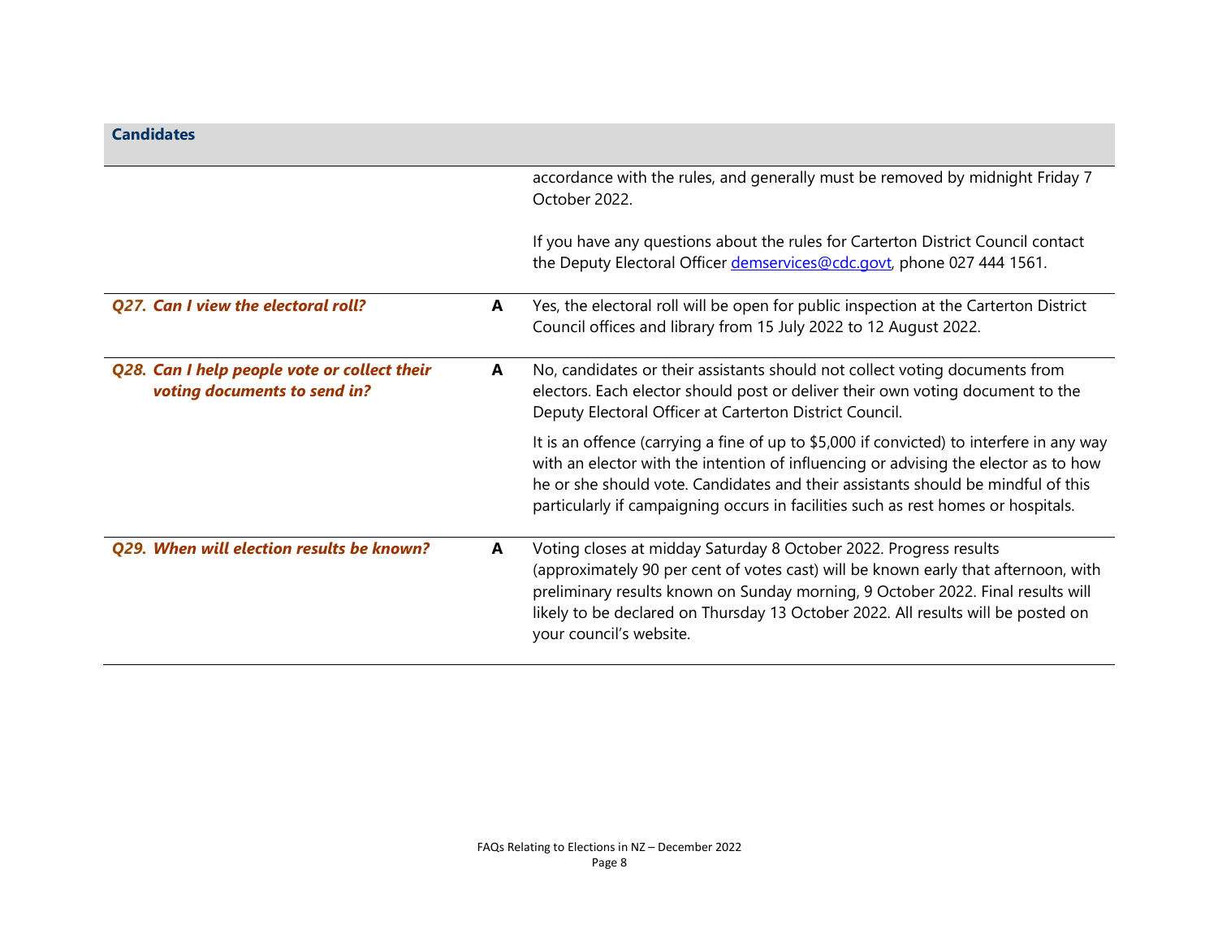| Candidates | | |
|---|---|---|
| | | accordance with the rules, and generally must be removed by midnight Friday 7 October 2022.<br><br>If you have any questions about the rules for Carterton District Council contact the Deputy Electoral Officer [demservices@cdc.govt](mailto:demservices@cdc.govt), phone 027 444 1561. |
| ***Q27. Can I view the electoral roll?*** | **A** | Yes, the electoral roll will be open for public inspection at the Carterton District Council offices and library from 15 July 2022 to 12 August 2022. |
| ***Q28. Can I help people vote or collect their voting documents to send in?*** | **A** | No, candidates or their assistants should not collect voting documents from electors. Each elector should post or deliver their own voting document to the Deputy Electoral Officer at Carterton District Council.<br><br>It is an offence (carrying a fine of up to $5,000 if convicted) to interfere in any way with an elector with the intention of influencing or advising the elector as to how he or she should vote. Candidates and their assistants should be mindful of this particularly if campaigning occurs in facilities such as rest homes or hospitals. |
| ***Q29. When will election results be known?*** | **A** | Voting closes at midday Saturday 8 October 2022. Progress results (approximately 90 per cent of votes cast) will be known early that afternoon, with preliminary results known on Sunday morning, 9 October 2022. Final results will likely to be declared on Thursday 13 October 2022. All results will be posted on your council's website. |